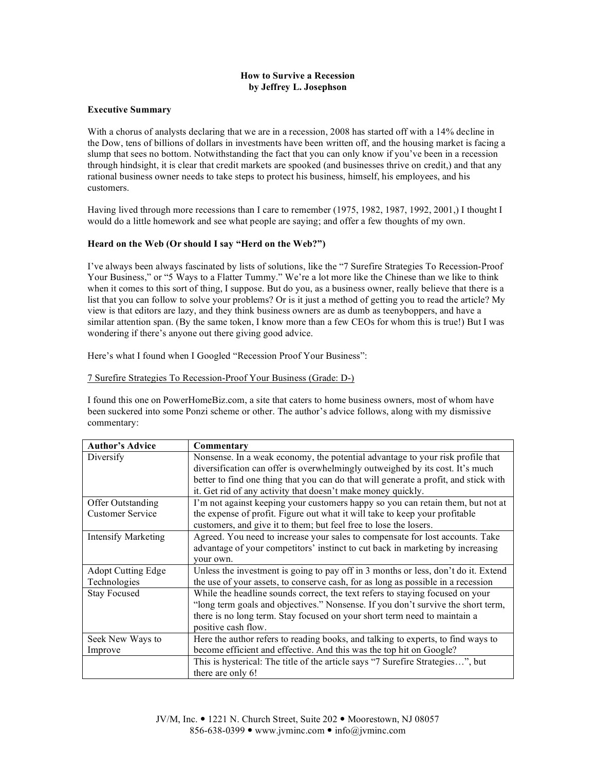# How to Survive a Recession
**by Jeffrey L. Josephson**

## Executive Summary

With a chorus of analysts declaring that we are in a recession, 2008 has started off with a 14% decline in the Dow, tens of billions of dollars in investments have been written off, and the housing market is facing a slump that sees no bottom. Notwithstanding the fact that you can only know if you've been in a recession through hindsight, it is clear that credit markets are spooked (and businesses thrive on credit,) and that any rational business owner needs to take steps to protect his business, himself, his employees, and his customers.

Having lived through more recessions than I care to remember (1975, 1982, 1987, 1992, 2001,) I thought I would do a little homework and see what people are saying; and offer a few thoughts of my own.

## Heard on the Web (Or should I say "Herd on the Web?")

I've always been always fascinated by lists of solutions, like the "7 Surefire Strategies To Recession-Proof Your Business," or "5 Ways to a Flatter Tummy." We're a lot more like the Chinese than we like to think when it comes to this sort of thing, I suppose. But do you, as a business owner, really believe that there is a list that you can follow to solve your problems? Or is it just a method of getting you to read the article? My view is that editors are lazy, and they think business owners are as dumb as teenyboppers, and have a similar attention span. (By the same token, I know more than a few CEOs for whom this is true!) But I was wondering if there's anyone out there giving good advice.

Here's what I found when I Googled "Recession Proof Your Business":

<u>7 Surefire Strategies To Recession-Proof Your Business (Grade: D-)</u>

I found this one on PowerHomeBiz.com, a site that caters to home business owners, most of whom have been suckered into some Ponzi scheme or other. The author's advice follows, along with my dismissive commentary:

| **Author's Advice** | **Commentary** |
|---|---|
| Diversify | Nonsense. In a weak economy, the potential advantage to your risk profile that diversification can offer is overwhelmingly outweighed by its cost. It's much better to find one thing that you can do that will generate a profit, and stick with it. Get rid of any activity that doesn't make money quickly. |
| Offer Outstanding Customer Service | I'm not against keeping your customers happy so you can retain them, but not at the expense of profit. Figure out what it will take to keep your profitable customers, and give it to them; but feel free to lose the losers. |
| Intensify Marketing | Agreed. You need to increase your sales to compensate for lost accounts. Take advantage of your competitors' instinct to cut back in marketing by increasing your own. |
| Adopt Cutting Edge Technologies | Unless the investment is going to pay off in 3 months or less, don't do it. Extend the use of your assets, to conserve cash, for as long as possible in a recession |
| Stay Focused | While the headline sounds correct, the text refers to staying focused on your "long term goals and objectives." Nonsense. If you don't survive the short term, there is no long term. Stay focused on your short term need to maintain a positive cash flow. |
| Seek New Ways to Improve | Here the author refers to reading books, and talking to experts, to find ways to become efficient and effective. And this was the top hit on Google? |
| | This is hysterical: The title of the article says "7 Surefire Strategies…", but there are only 6! |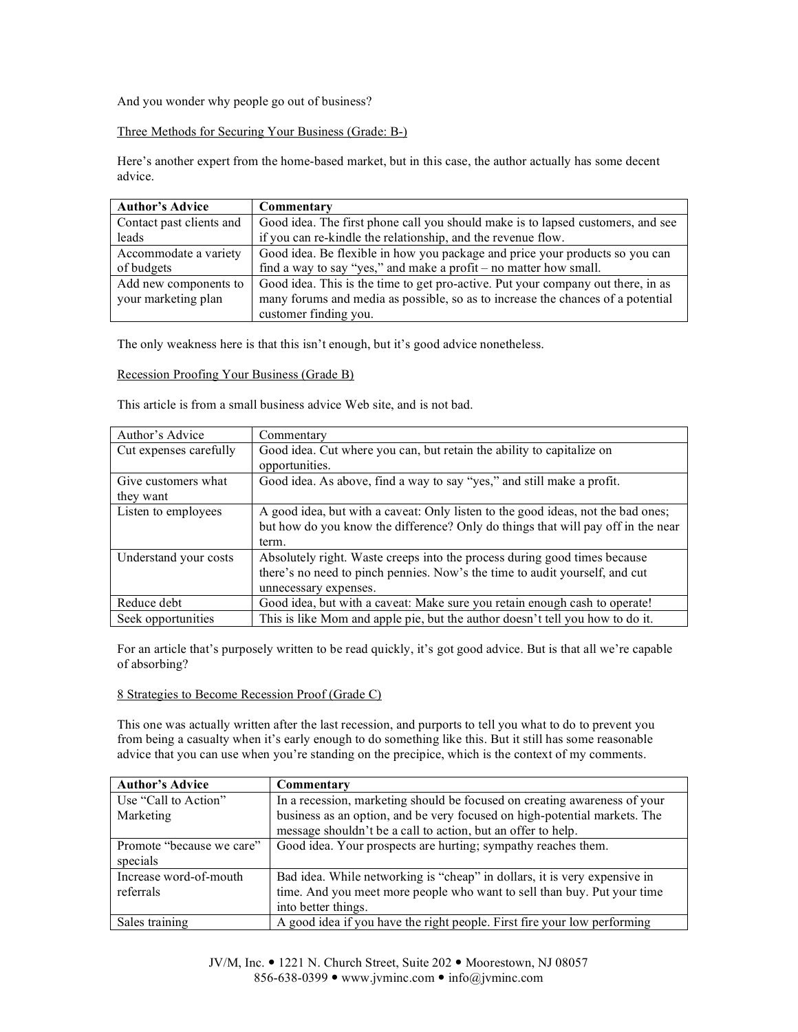And you wonder why people go out of business?

Three Methods for Securing Your Business (Grade: B-)

Here's another expert from the home-based market, but in this case, the author actually has some decent advice.

| **Author's Advice** | **Commentary** |
| --- | --- |
| Contact past clients and leads | Good idea. The first phone call you should make is to lapsed customers, and see if you can re-kindle the relationship, and the revenue flow. |
| Accommodate a variety of budgets | Good idea. Be flexible in how you package and price your products so you can find a way to say "yes," and make a profit – no matter how small. |
| Add new components to your marketing plan | Good idea. This is the time to get pro-active. Put your company out there, in as many forums and media as possible, so as to increase the chances of a potential customer finding you. |

The only weakness here is that this isn't enough, but it's good advice nonetheless.

Recession Proofing Your Business (Grade B)

This article is from a small business advice Web site, and is not bad.

| Author's Advice | Commentary |
| --- | --- |
| Cut expenses carefully | Good idea. Cut where you can, but retain the ability to capitalize on opportunities. |
| Give customers what they want | Good idea. As above, find a way to say "yes," and still make a profit. |
| Listen to employees | A good idea, but with a caveat: Only listen to the good ideas, not the bad ones; but how do you know the difference? Only do things that will pay off in the near term. |
| Understand your costs | Absolutely right. Waste creeps into the process during good times because there's no need to pinch pennies. Now's the time to audit yourself, and cut unnecessary expenses. |
| Reduce debt | Good idea, but with a caveat: Make sure you retain enough cash to operate! |
| Seek opportunities | This is like Mom and apple pie, but the author doesn't tell you how to do it. |

For an article that's purposely written to be read quickly, it's got good advice. But is that all we're capable of absorbing?

8 Strategies to Become Recession Proof (Grade C)

This one was actually written after the last recession, and purports to tell you what to do to prevent you from being a casualty when it's early enough to do something like this. But it still has some reasonable advice that you can use when you're standing on the precipice, which is the context of my comments.

| **Author's Advice** | **Commentary** |
| --- | --- |
| Use "Call to Action" Marketing | In a recession, marketing should be focused on creating awareness of your business as an option, and be very focused on high-potential markets. The message shouldn't be a call to action, but an offer to help. |
| Promote "because we care" specials | Good idea. Your prospects are hurting; sympathy reaches them. |
| Increase word-of-mouth referrals | Bad idea. While networking is "cheap" in dollars, it is very expensive in time. And you meet more people who want to sell than buy. Put your time into better things. |
| Sales training | A good idea if you have the right people. First fire your low performing |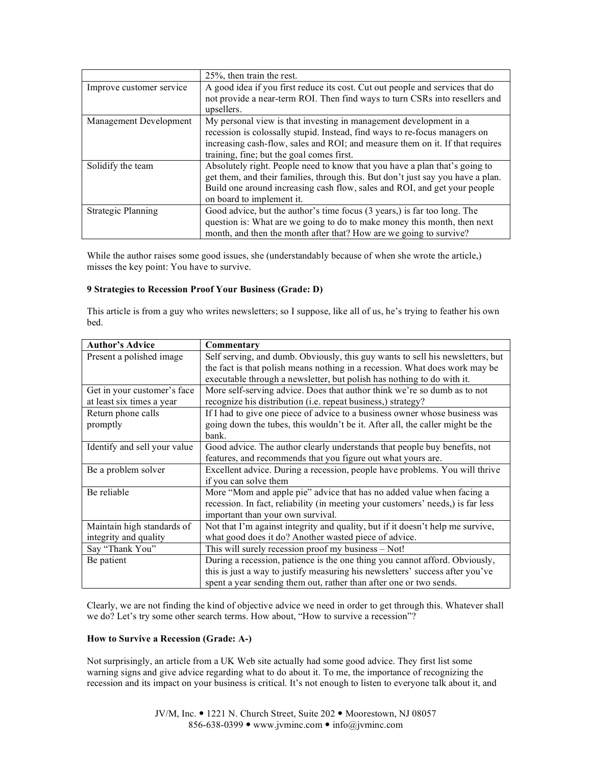| | |
|---|---|
| | 25%, then train the rest. |
| Improve customer service | A good idea if you first reduce its cost. Cut out people and services that do not provide a near-term ROI. Then find ways to turn CSRs into resellers and upsellers. |
| Management Development | My personal view is that investing in management development in a recession is colossally stupid. Instead, find ways to re-focus managers on increasing cash-flow, sales and ROI; and measure them on it. If that requires training, fine; but the goal comes first. |
| Solidify the team | Absolutely right. People need to know that you have a plan that's going to get them, and their families, through this. But don't just say you have a plan. Build one around increasing cash flow, sales and ROI, and get your people on board to implement it. |
| Strategic Planning | Good advice, but the author's time focus (3 years,) is far too long. The question is: What are we going to do to make money this month, then next month, and then the month after that? How are we going to survive? |

While the author raises some good issues, she (understandably because of when she wrote the article,) misses the key point: You have to survive.

**9 Strategies to Recession Proof Your Business (Grade: D)**

This article is from a guy who writes newsletters; so I suppose, like all of us, he's trying to feather his own bed.

| Author's Advice | Commentary |
|---|---|
| Present a polished image | Self serving, and dumb. Obviously, this guy wants to sell his newsletters, but the fact is that polish means nothing in a recession. What does work may be executable through a newsletter, but polish has nothing to do with it. |
| Get in your customer's face at least six times a year | More self-serving advice. Does that author think we're so dumb as to not recognize his distribution (i.e. repeat business,) strategy? |
| Return phone calls promptly | If I had to give one piece of advice to a business owner whose business was going down the tubes, this wouldn't be it. After all, the caller might be the bank. |
| Identify and sell your value | Good advice. The author clearly understands that people buy benefits, not features, and recommends that you figure out what yours are. |
| Be a problem solver | Excellent advice. During a recession, people have problems. You will thrive if you can solve them |
| Be reliable | More "Mom and apple pie" advice that has no added value when facing a recession. In fact, reliability (in meeting your customers' needs,) is far less important than your own survival. |
| Maintain high standards of integrity and quality | Not that I'm against integrity and quality, but if it doesn't help me survive, what good does it do? Another wasted piece of advice. |
| Say "Thank You" | This will surely recession proof my business – Not! |
| Be patient | During a recession, patience is the one thing you cannot afford. Obviously, this is just a way to justify measuring his newsletters' success after you've spent a year sending them out, rather than after one or two sends. |

Clearly, we are not finding the kind of objective advice we need in order to get through this. Whatever shall we do? Let's try some other search terms. How about, "How to survive a recession"?

**How to Survive a Recession (Grade: A-)**

Not surprisingly, an article from a UK Web site actually had some good advice. They first list some warning signs and give advice regarding what to do about it. To me, the importance of recognizing the recession and its impact on your business is critical. It's not enough to listen to everyone talk about it, and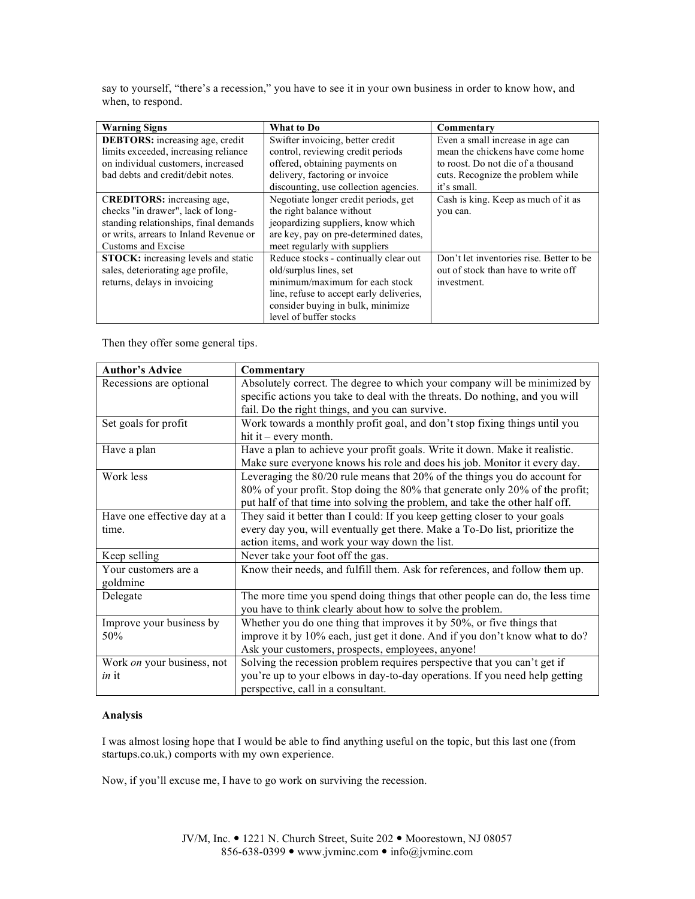say to yourself, "there's a recession," you have to see it in your own business in order to know how, and when, to respond.

| Warning Signs | What to Do | Commentary |
|---|---|---|
| **DEBTORS:** increasing age, credit limits exceeded, increasing reliance on individual customers, increased bad debts and credit/debit notes. | Swifter invoicing, better credit control, reviewing credit periods offered, obtaining payments on delivery, factoring or invoice discounting, use collection agencies. | Even a small increase in age can mean the chickens have come home to roost. Do not die of a thousand cuts. Recognize the problem while it's small. |
| **CREDITORS:** increasing age, checks "in drawer", lack of long-standing relationships, final demands or writs, arrears to Inland Revenue or Customs and Excise | Negotiate longer credit periods, get the right balance without jeopardizing suppliers, know which are key, pay on pre-determined dates, meet regularly with suppliers | Cash is king. Keep as much of it as you can. |
| **STOCK:** increasing levels and static sales, deteriorating age profile, returns, delays in invoicing | Reduce stocks - continually clear out old/surplus lines, set minimum/maximum for each stock line, refuse to accept early deliveries, consider buying in bulk, minimize level of buffer stocks | Don't let inventories rise. Better to be out of stock than have to write off investment. |

Then they offer some general tips.

| Author's Advice | Commentary |
|---|---|
| Recessions are optional | Absolutely correct. The degree to which your company will be minimized by specific actions you take to deal with the threats. Do nothing, and you will fail. Do the right things, and you can survive. |
| Set goals for profit | Work towards a monthly profit goal, and don't stop fixing things until you hit it – every month. |
| Have a plan | Have a plan to achieve your profit goals. Write it down. Make it realistic. Make sure everyone knows his role and does his job. Monitor it every day. |
| Work less | Leveraging the 80/20 rule means that 20% of the things you do account for 80% of your profit. Stop doing the 80% that generate only 20% of the profit; put half of that time into solving the problem, and take the other half off. |
| Have one effective day at a time. | They said it better than I could: If you keep getting closer to your goals every day you, will eventually get there. Make a To-Do list, prioritize the action items, and work your way down the list. |
| Keep selling | Never take your foot off the gas. |
| Your customers are a goldmine | Know their needs, and fulfill them. Ask for references, and follow them up. |
| Delegate | The more time you spend doing things that other people can do, the less time you have to think clearly about how to solve the problem. |
| Improve your business by 50% | Whether you do one thing that improves it by 50%, or five things that improve it by 10% each, just get it done. And if you don't know what to do? Ask your customers, prospects, employees, anyone! |
| Work *on* your business, not *in* it | Solving the recession problem requires perspective that you can't get if you're up to your elbows in day-to-day operations. If you need help getting perspective, call in a consultant. |

**Analysis**

I was almost losing hope that I would be able to find anything useful on the topic, but this last one (from startups.co.uk,) comports with my own experience.

Now, if you'll excuse me, I have to go work on surviving the recession.

JV/M, Inc. • 1221 N. Church Street, Suite 202 • Moorestown, NJ 08057
856-638-0399 • www.jvminc.com • info@jvminc.com